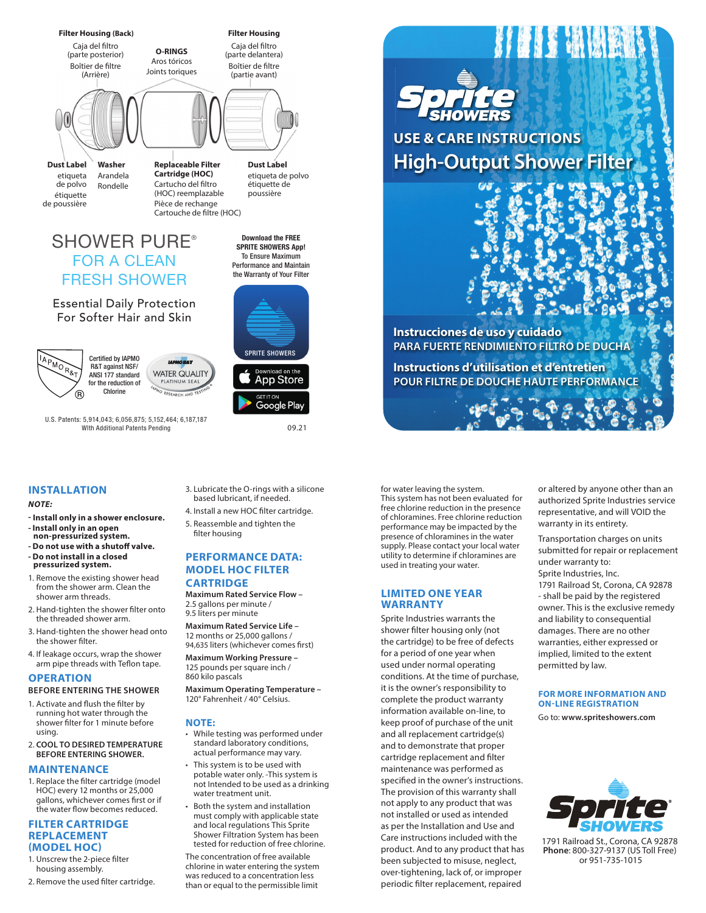**Filter Housing (Back)**
Caja del filtro (parte posterior)
Boîtier de filtre (Arrière)

**O-RINGS**
Aros tóricos
Joints toriques

**Filter Housing**
Caja del filtro (parte delantera)
Boîtier de filtre (partie avant)

**Dust Label**
etiqueta de polvo
étiquette de poussière

**Washer**
Arandela
Rondelle

**Replaceable Filter Cartridge (HOC)**
Cartucho del filtro (HOC) reemplazable
Pièce de rechange Cartouche de filtre (HOC)

**Dust Label**
etiqueta de polvo
étiquette de poussière

# SHOWER PURE®
## FOR A CLEAN FRESH SHOWER

Essential Daily Protection
For Softer Hair and Skin

Certified by IAPMO R&T against NSF/ ANSI 177 standard for the reduction of Chlorine

IAPMO R&T WATER QUALITY PLATINUM SEAL — IAPMO RESEARCH AND TESTING

**Download the FREE SPRITE SHOWERS App!**
To Ensure Maximum Performance and Maintain the Warranty of Your Filter

SPRITE SHOWERS
Download on the App Store
GET IT ON Google Play

U.S. Patents: 5,914,043; 6,056,875; 5,152,464; 6,187,187
With Additional Patents Pending

09.21

# Sprite SHOWERS
## USE & CARE INSTRUCTIONS
# High-Output Shower Filter

**Instrucciones de uso y cuidado**
PARA FUERTE RENDIMIENTO FILTRO DE DUCHA

**Instructions d'utilisation et d'entretien**
POUR FILTRE DE DOUCHE HAUTE PERFORMANCE

## INSTALLATION

***NOTE:***

- **Install only in a shower enclosure.**
- **Install only in an open non-pressurized system.**
- **Do not use with a shutoff valve.**
- **Do not install in a closed pressurized system.**

1. Remove the existing shower head from the shower arm. Clean the shower arm threads.
2. Hand-tighten the shower filter onto the threaded shower arm.
3. Hand-tighten the shower head onto the shower filter.
4. If leakage occurs, wrap the shower arm pipe threads with Teflon tape.

## OPERATION

BEFORE ENTERING THE SHOWER

1. Activate and flush the filter by running hot water through the shower filter for 1 minute before using.
2. COOL TO DESIRED TEMPERATURE BEFORE ENTERING SHOWER.

## MAINTENANCE

1. Replace the filter cartridge (model HOC) every 12 months or 25,000 gallons, whichever comes first or if the water flow becomes reduced.

## FILTER CARTRIDGE REPLACEMENT (MODEL HOC)

1. Unscrew the 2-piece filter housing assembly.
2. Remove the used filter cartridge.
3. Lubricate the O-rings with a silicone based lubricant, if needed.
4. Install a new HOC filter cartridge.
5. Reassemble and tighten the filter housing

## PERFORMANCE DATA: MODEL HOC FILTER CARTRIDGE

**Maximum Rated Service Flow** –
2.5 gallons per minute /
9.5 liters per minute

**Maximum Rated Service Life** –
12 months or 25,000 gallons /
94,635 liters (whichever comes first)

**Maximum Working Pressure** –
125 pounds per square inch /
860 kilo pascals

**Maximum Operating Temperature** –
120° Fahrenheit / 40° Celsius.

## NOTE:

- While testing was performed under standard laboratory conditions, actual performance may vary.
- This system is to be used with potable water only. -This system is not Intended to be used as a drinking water treatment unit.
- Both the system and installation must comply with applicable state and local regulations This Sprite Shower Filtration System has been tested for reduction of free chlorine.

The concentration of free available chlorine in water entering the system was reduced to a concentration less than or equal to the permissible limit for water leaving the system.
This system has not been evaluated for free chlorine reduction in the presence of chloramines. Free chlorine reduction performance may be impacted by the presence of chloramines in the water supply. Please contact your local water utility to determine if chloramines are used in treating your water.

## LIMITED ONE YEAR WARRANTY

Sprite Industries warrants the shower filter housing only (not the cartridge) to be free of defects for a period of one year when used under normal operating conditions. At the time of purchase, it is the owner's responsibility to complete the product warranty information available on-line, to keep proof of purchase of the unit and all replacement cartridge(s) and to demonstrate that proper cartridge replacement and filter maintenance was performed as specified in the owner's instructions. The provision of this warranty shall not apply to any product that was not installed or used as intended as per the Installation and Use and Care instructions included with the product. And to any product that has been subjected to misuse, neglect, over-tightening, lack of, or improper periodic filter replacement, repaired or altered by anyone other than an authorized Sprite Industries service representative, and will VOID the warranty in its entirety.

Transportation charges on units submitted for repair or replacement under warranty to:
Sprite Industries, Inc.
1791 Railroad St, Corona, CA 92878
- shall be paid by the registered owner. This is the exclusive remedy and liability to consequential damages. There are no other warranties, either expressed or implied, limited to the extent permitted by law.

## FOR MORE INFORMATION AND ON-LINE REGISTRATION

Go to: **www.spriteshowers.com**

Sprite SHOWERS
1791 Railroad St., Corona, CA 92878
**Phone**: 800-327-9137 (US Toll Free)
or 951-735-1015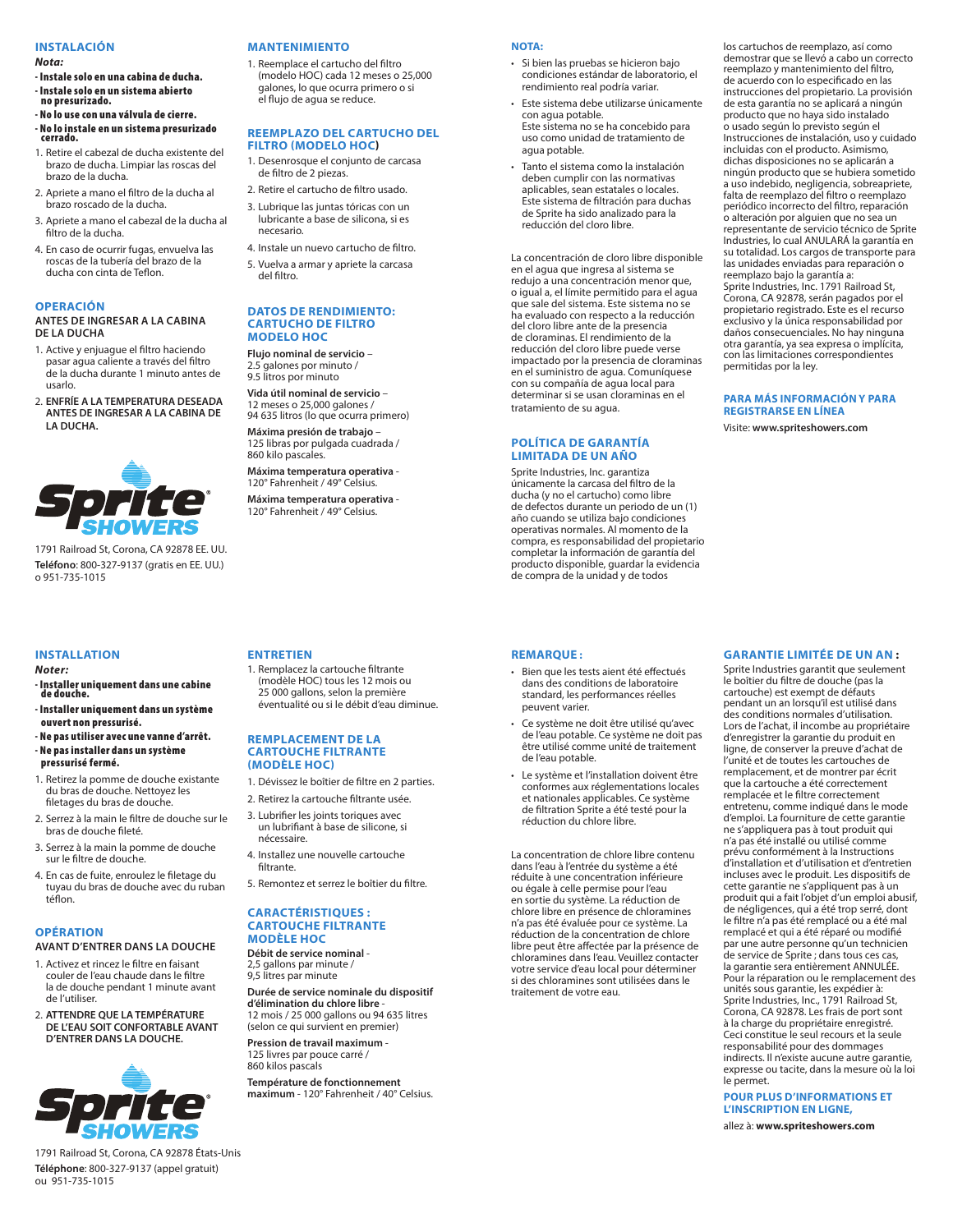## INSTALACIÓN

*Nota:*

- **Instale solo en una cabina de ducha.**
- **Instale solo en un sistema abierto no presurizado.**
- **No lo use con una válvula de cierre.**
- **No lo instale en un sistema presurizado cerrado.**

1. Retire el cabezal de ducha existente del brazo de ducha. Limpiar las roscas del brazo de la ducha.
2. Apriete a mano el filtro de la ducha al brazo roscado de la ducha.
3. Apriete a mano el cabezal de la ducha al filtro de la ducha.
4. En caso de ocurrir fugas, envuelva las roscas de la tubería del brazo de la ducha con cinta de Teflon.

## OPERACIÓN

**ANTES DE INGRESAR A LA CABINA DE LA DUCHA**

1. Active y enjuague el filtro haciendo pasar agua caliente a través del filtro de la ducha durante 1 minuto antes de usarlo.
2. **ENFRÍE A LA TEMPERATURA DESEADA ANTES DE INGRESAR A LA CABINA DE LA DUCHA.**

1791 Railroad St, Corona, CA 92878 EE. UU.
**Teléfono**: 800-327-9137 (gratis en EE. UU.) o 951-735-1015

## MANTENIMIENTO

1. Reemplace el cartucho del filtro (modelo HOC) cada 12 meses o 25,000 galones, lo que ocurra primero o si el flujo de agua se reduce.

## REEMPLAZO DEL CARTUCHO DEL FILTRO (MODELO HOC)

1. Desenrosque el conjunto de carcasa de filtro de 2 piezas.
2. Retire el cartucho de filtro usado.
3. Lubrique las juntas tóricas con un lubricante a base de silicona, si es necesario.
4. Instale un nuevo cartucho de filtro.
5. Vuelva a armar y apriete la carcasa del filtro.

## DATOS DE RENDIMIENTO: CARTUCHO DE FILTRO MODELO HOC

**Flujo nominal de servicio** – 2.5 galones por minuto / 9.5 litros por minuto

**Vida útil nominal de servicio** – 12 meses o 25,000 galones / 94 635 litros (lo que ocurra primero)

**Máxima presión de trabajo** – 125 libras por pulgada cuadrada / 860 kilo pascales.

**Máxima temperatura operativa** - 120° Fahrenheit / 49° Celsius.

**Máxima temperatura operativa** - 120° Fahrenheit / 49° Celsius.

## NOTA:

- Si bien las pruebas se hicieron bajo condiciones estándar de laboratorio, el rendimiento real podría variar.
- Este sistema debe utilizarse únicamente con agua potable. Este sistema no se ha concebido para uso como unidad de tratamiento de agua potable.
- Tanto el sistema como la instalación deben cumplir con las normativas aplicables, sean estatales o locales. Este sistema de filtración para duchas de Sprite ha sido analizado para la reducción del cloro libre.

La concentración de cloro libre disponible en el agua que ingresa al sistema se redujo a una concentración menor que, o igual a, el límite permitido para el agua que sale del sistema. Este sistema no se ha evaluado con respecto a la reducción del cloro libre ante de la presencia de cloraminas. El rendimiento de la reducción del cloro libre puede verse impactado por la presencia de cloraminas en el suministro de agua. Comuníquese con su compañía de agua local para determinar si se usan cloraminas en el tratamiento de su agua.

## POLÍTICA DE GARANTÍA LIMITADA DE UN AÑO

Sprite Industries, Inc. garantiza únicamente la carcasa del filtro de la ducha (y no el cartucho) como libre de defectos durante un periodo de un (1) año cuando se utiliza bajo condiciones operativas normales. Al momento de la compra, es responsabilidad del propietario completar la información de garantía del producto disponible, guardar la evidencia de compra de la unidad y de todos los cartuchos de reemplazo, así como demostrar que se llevó a cabo un correcto reemplazo y mantenimiento del filtro, de acuerdo con lo especificado en las instrucciones del propietario. La provisión de esta garantía no se aplicará a ningún producto que no haya sido instalado o usado según lo previsto según el Instrucciones de instalación, uso y cuidado incluidas con el producto. Asimismo, dichas disposiciones no se aplicarán a ningún producto que se hubiera sometido a uso indebido, negligencia, sobreapriete, falta de reemplazo del filtro o reemplazo periódico incorrecto del filtro, reparación o alteración por alguien que no sea un representante de servicio técnico de Sprite Industries, lo cual ANULARÁ la garantía en su totalidad. Los cargos de transporte para las unidades enviadas para reparación o reemplazo bajo la garantía a: Sprite Industries, Inc. 1791 Railroad St, Corona, CA 92878, serán pagados por el propietario registrado. Este es el recurso exclusivo y la única responsabilidad por daños consecuenciales. No hay ninguna otra garantía, ya sea expresa o implícita, con las limitaciones correspondientes permitidas por la ley.

## PARA MÁS INFORMACIÓN Y PARA REGISTRARSE EN LÍNEA

Visite: **www.spriteshowers.com**

## INSTALLATION

*Noter:*

- **Installer uniquement dans une cabine de douche.**
- **Installer uniquement dans un système ouvert non pressurisé.**
- **Ne pas utiliser avec une vanne d'arrêt.**
- **Ne pas installer dans un système pressurisé fermé.**

1. Retirez la pomme de douche existante du bras de douche. Nettoyez les filetages du bras de douche.
2. Serrez à la main le filtre de douche sur le bras de douche fileté.
3. Serrez à la main la pomme de douche sur le filtre de douche.
4. En cas de fuite, enroulez le filetage du tuyau du bras de douche avec du ruban téflon.

## OPÉRATION

**AVANT D'ENTRER DANS LA DOUCHE**

1. Activez et rincez le filtre en faisant couler de l'eau chaude dans le filtre de la douche pendant 1 minute avant de l'utiliser.
2. **ATTENDRE QUE LA TEMPÉRATURE DE L'EAU SOIT CONFORTABLE AVANT D'ENTRER DANS LA DOUCHE.**

1791 Railroad St, Corona, CA 92878 États-Unis
**Téléphone**: 800-327-9137 (appel gratuit) ou 951-735-1015

## ENTRETIEN

1. Remplacez la cartouche filtrante (modèle HOC) tous les 12 mois ou 25 000 gallons, selon la première éventualité ou si le débit d'eau diminue.

## REMPLACEMENT DE LA CARTOUCHE FILTRANTE (MODÈLE HOC)

1. Dévissez le boîtier de filtre en 2 parties.
2. Retirez la cartouche filtrante usée.
3. Lubrifier les joints toriques avec un lubrifiant à base de silicone, si nécessaire.
4. Installez une nouvelle cartouche filtrante.
5. Remontez et serrez le boîtier du filtre.

## CARACTÉRISTIQUES : CARTOUCHE FILTRANTE MODÈLE HOC

**Débit de service nominal** - 2,5 gallons par minute / 9,5 litres par minute

**Durée de service nominale du dispositif d'élimination du chlore libre** - 12 mois / 25 000 gallons ou 94 635 litres (selon ce qui survient en premier)

**Pression de travail maximum** - 125 livres par pouce carré / 860 kilos pascals

**Température de fonctionnement maximum** - 120° Fahrenheit / 40° Celsius.

## REMARQUE :

- Bien que les tests aient été effectués dans des conditions de laboratoire standard, les performances réelles peuvent varier.
- Ce système ne doit être utilisé qu'avec de l'eau potable. Ce système ne doit pas être utilisé comme unité de traitement de l'eau potable.
- Le système et l'installation doivent être conformes aux réglementations locales et nationales applicables. Ce système de filtration Sprite a été testé pour la réduction du chlore libre.

La concentration de chlore libre contenu dans l'eau à l'entrée du système a été réduite à une concentration inférieure ou égale à celle permise pour l'eau en sortie du système. La réduction de chlore libre en présence de chloramines n'a pas été évaluée pour ce système. La réduction de la concentration de chlore libre peut être affectée par la présence de chloramines dans l'eau. Veuillez contacter votre service d'eau local pour déterminer si des chloramines sont utilisées dans le traitement de votre eau.

## GARANTIE LIMITÉE DE UN AN :

Sprite Industries garantit que seulement le boîtier du filtre de douche (pas la cartouche) est exempt de défauts pendant un an lorsqu'il est utilisé dans des conditions normales d'utilisation. Lors de l'achat, il incombe au propriétaire d'enregistrer la garantie du produit en ligne, de conserver la preuve d'achat de l'unité et de toutes les cartouches de remplacement, et de montrer par écrit que la cartouche a été correctement remplacée et le filtre correctement entretenu, comme indiqué dans le mode d'emploi. La fourniture de cette garantie ne s'appliquera pas à tout produit qui n'a pas été installé ou utilisé comme prévu conformément à la Instructions d'installation et d'utilisation et d'entretien incluses avec le produit. Les dispositifs de cette garantie ne s'appliquent pas à un produit qui a fait l'objet d'un emploi abusif, de négligences, qui a été trop serré, dont le filtre n'a pas été remplacé ou a été mal remplacé et qui a été réparé ou modifié par une autre personne qu'un technicien de service de Sprite ; dans tous ces cas, la garantie sera entièrement ANNULÉE. Pour la réparation ou le remplacement des unités sous garantie, les expédier à: Sprite Industries, Inc., 1791 Railroad St, Corona, CA 92878. Les frais de port sont à la charge du propriétaire enregistré. Ceci constitue le seul recours et la seule responsabilité pour des dommages indirects. Il n'existe aucune autre garantie, expresse ou tacite, dans la mesure où la loi le permet.

## POUR PLUS D'INFORMATIONS ET L'INSCRIPTION EN LIGNE,

allez à: **www.spriteshowers.com**